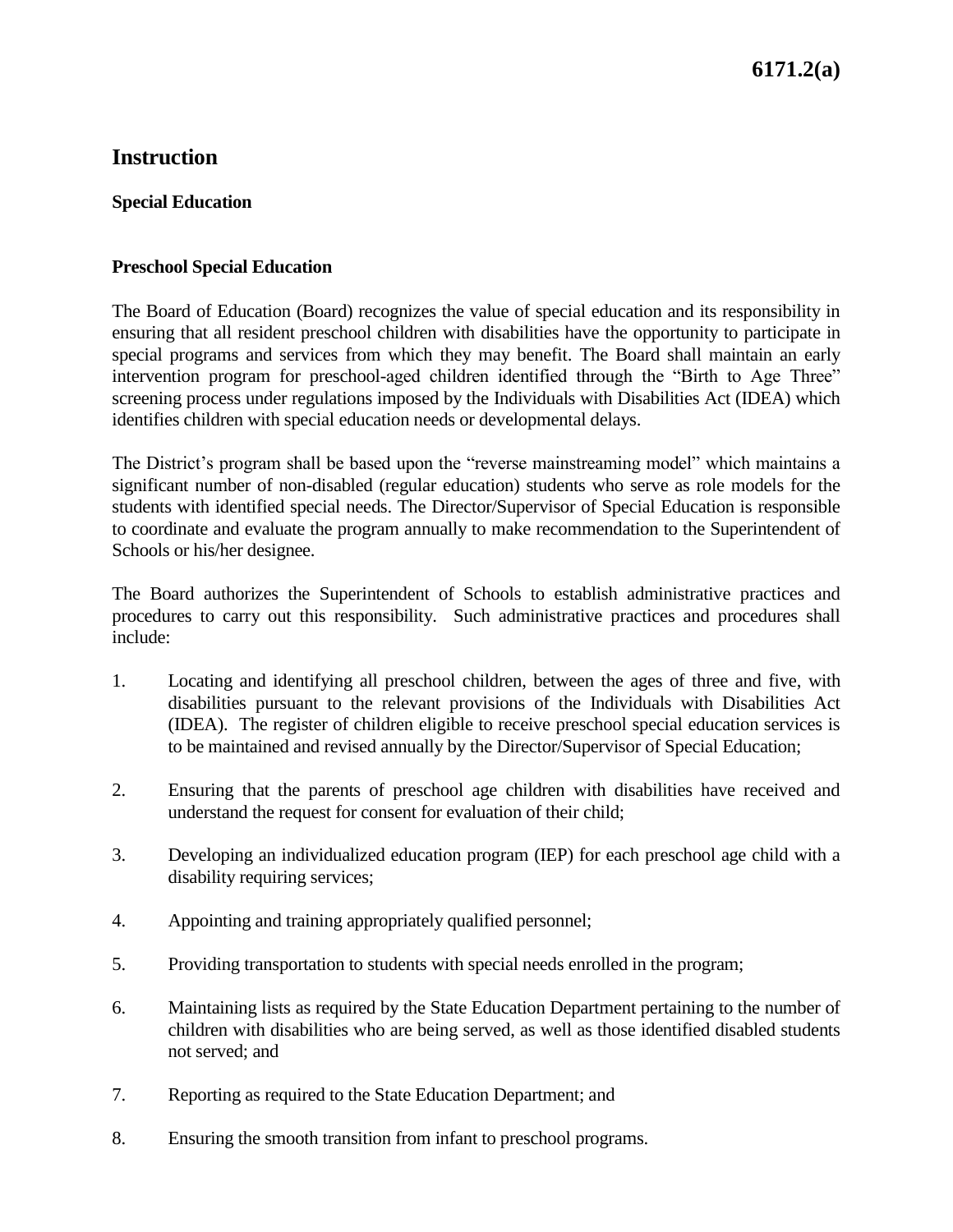# Instruction

## Special Education

### Preschool Special Education

The Board of Education (Board) recognizes the value of special education and its responsibility in ensuring that all resident preschool children with disabilities have the opportunity to participate in special programs and services from which they may benefit. The Board shall maintain an early intervention program for preschool-aged children identified through the "Birth to Age Three" screening process under regulations imposed by the Individuals with Disabilities Act (IDEA) which identifies children with special education needs or developmental delays.

The District's program shall be based upon the "reverse mainstreaming model" which maintains a significant number of non-disabled (regular education) students who serve as role models for the students with identified special needs. The Director/Supervisor of Special Education is responsible to coordinate and evaluate the program annually to make recommendation to the Superintendent of Schools or his/her designee.

The Board authorizes the Superintendent of Schools to establish administrative practices and procedures to carry out this responsibility. Such administrative practices and procedures shall include:

1. Locating and identifying all preschool children, between the ages of three and five, with disabilities pursuant to the relevant provisions of the Individuals with Disabilities Act (IDEA). The register of children eligible to receive preschool special education services is to be maintained and revised annually by the Director/Supervisor of Special Education;

2. Ensuring that the parents of preschool age children with disabilities have received and understand the request for consent for evaluation of their child;

3. Developing an individualized education program (IEP) for each preschool age child with a disability requiring services;

4. Appointing and training appropriately qualified personnel;

5. Providing transportation to students with special needs enrolled in the program;

6. Maintaining lists as required by the State Education Department pertaining to the number of children with disabilities who are being served, as well as those identified disabled students not served; and

7. Reporting as required to the State Education Department; and

8. Ensuring the smooth transition from infant to preschool programs.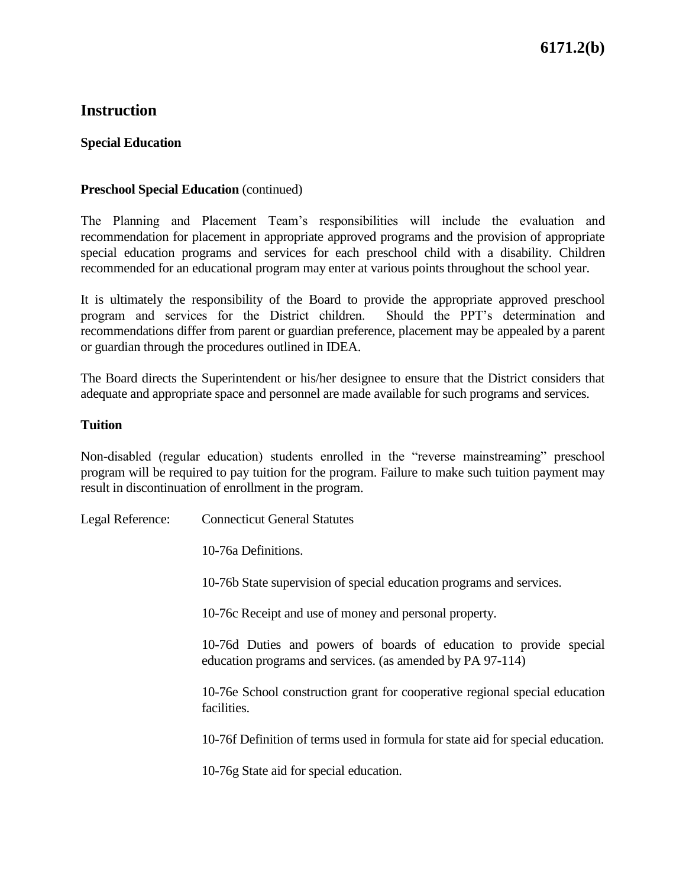# Instruction

## Special Education

**Preschool Special Education** (continued)

The Planning and Placement Team's responsibilities will include the evaluation and recommendation for placement in appropriate approved programs and the provision of appropriate special education programs and services for each preschool child with a disability. Children recommended for an educational program may enter at various points throughout the school year.

It is ultimately the responsibility of the Board to provide the appropriate approved preschool program and services for the District children. Should the PPT's determination and recommendations differ from parent or guardian preference, placement may be appealed by a parent or guardian through the procedures outlined in IDEA.

The Board directs the Superintendent or his/her designee to ensure that the District considers that adequate and appropriate space and personnel are made available for such programs and services.

**Tuition**

Non-disabled (regular education) students enrolled in the "reverse mainstreaming" preschool program will be required to pay tuition for the program. Failure to make such tuition payment may result in discontinuation of enrollment in the program.

Legal Reference: Connecticut General Statutes

10-76a Definitions.

10-76b State supervision of special education programs and services.

10-76c Receipt and use of money and personal property.

10-76d Duties and powers of boards of education to provide special education programs and services. (as amended by PA 97-114)

10-76e School construction grant for cooperative regional special education facilities.

10-76f Definition of terms used in formula for state aid for special education.

10-76g State aid for special education.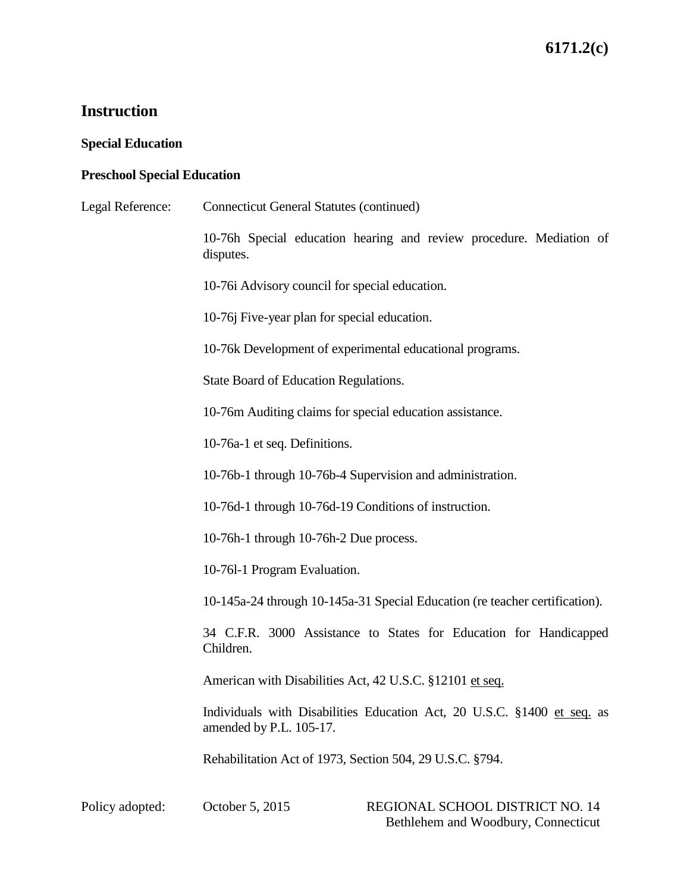# 6171.2(c)

## Instruction

### Special Education

### Preschool Special Education

Legal Reference: Connecticut General Statutes (continued)

10-76h Special education hearing and review procedure. Mediation of disputes.

10-76i Advisory council for special education.

10-76j Five-year plan for special education.

10-76k Development of experimental educational programs.

State Board of Education Regulations.

10-76m Auditing claims for special education assistance.

10-76a-1 et seq. Definitions.

10-76b-1 through 10-76b-4 Supervision and administration.

10-76d-1 through 10-76d-19 Conditions of instruction.

10-76h-1 through 10-76h-2 Due process.

10-76l-1 Program Evaluation.

10-145a-24 through 10-145a-31 Special Education (re teacher certification).

34 C.F.R. 3000 Assistance to States for Education for Handicapped Children.

American with Disabilities Act, 42 U.S.C. §12101 et seq.

Individuals with Disabilities Education Act, 20 U.S.C. §1400 et seq. as amended by P.L. 105-17.

Rehabilitation Act of 1973, Section 504, 29 U.S.C. §794.

Policy adopted: October 5, 2015

REGIONAL SCHOOL DISTRICT NO. 14
Bethlehem and Woodbury, Connecticut